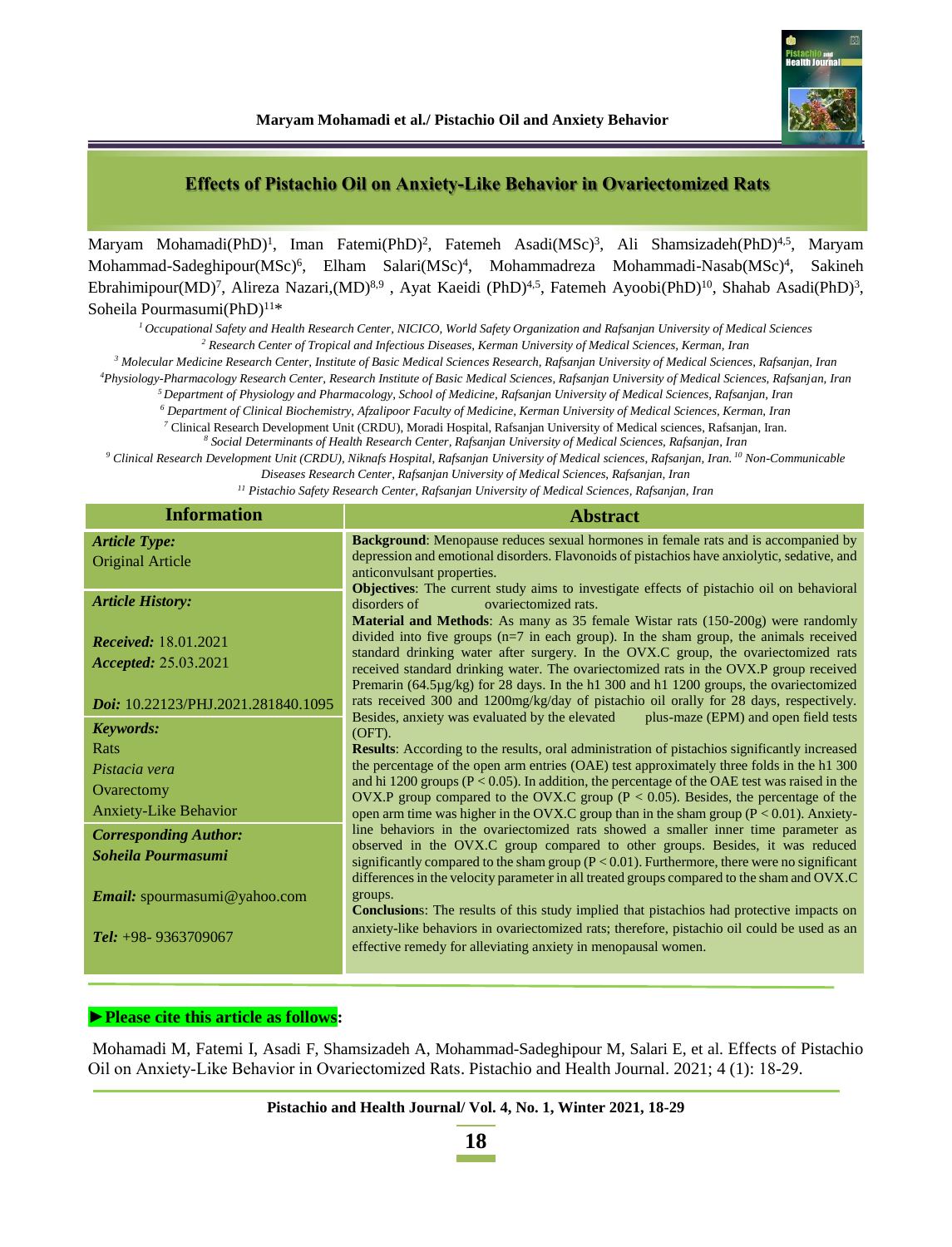# Effects of Pistachio Oil on Anxiety-Like Behavior in Ovariectomized Rats

Maryam Mohamadi(PhD)[1], Iman Fatemi(PhD)[2], Fatemeh Asadi(MSc)[3], Ali Shamsizadeh(PhD)[4,5], Maryam Mohammad-Sadeghipour(MSc)[6], Elham Salari(MSc)[4], Mohammadreza Mohammadi-Nasab(MSc)[4], Sakineh Ebrahimipour(MD)[7], Alireza Nazari,(MD)[8,9] , Ayat Kaeidi (PhD)[4,5], Fatemeh Ayoobi(PhD)[10], Shahab Asadi(PhD)[3], Soheila Pourmasumi(PhD)[11]*

*[1] Occupational Safety and Health Research Center, NICICO, World Safety Organization and Rafsanjan University of Medical Sciences*
*[2] Research Center of Tropical and Infectious Diseases, Kerman University of Medical Sciences, Kerman, Iran*
*[3] Molecular Medicine Research Center, Institute of Basic Medical Sciences Research, Rafsanjan University of Medical Sciences, Rafsanjan, Iran*
*[4]Physiology-Pharmacology Research Center, Research Institute of Basic Medical Sciences, Rafsanjan University of Medical Sciences, Rafsanjan, Iran*
*[5] Department of Physiology and Pharmacology, School of Medicine, Rafsanjan University of Medical Sciences, Rafsanjan, Iran*
*[6] Department of Clinical Biochemistry, Afzalipoor Faculty of Medicine, Kerman University of Medical Sciences, Kerman, Iran*
[7] Clinical Research Development Unit (CRDU), Moradi Hospital, Rafsanjan University of Medical sciences, Rafsanjan, Iran.
*[8] Social Determinants of Health Research Center, Rafsanjan University of Medical Sciences, Rafsanjan, Iran*
*[9] Clinical Research Development Unit (CRDU), Niknafs Hospital, Rafsanjan University of Medical sciences, Rafsanjan, Iran. [10] Non-Communicable Diseases Research Center, Rafsanjan University of Medical Sciences, Rafsanjan, Iran*
*[11] Pistachio Safety Research Center, Rafsanjan University of Medical Sciences, Rafsanjan, Iran*

## Information

***Article Type:***
Original Article

***Article History:***

***Received:*** 18.01.2021
***Accepted:*** 25.03.2021

***Doi:*** 10.22123/PHJ.2021.281840.1095

***Keywords:***
Rats
*Pistacia vera*
Ovarectomy
Anxiety-Like Behavior

***Corresponding Author:***
***Soheila Pourmasumi***

***Email:*** spourmasumi@yahoo.com

***Tel:*** +98- 9363709067

## Abstract

**Background**: Menopause reduces sexual hormones in female rats and is accompanied by depression and emotional disorders. Flavonoids of pistachios have anxiolytic, sedative, and anticonvulsant properties.

**Objectives**: The current study aims to investigate effects of pistachio oil on behavioral disorders of ovariectomized rats.

**Material and Methods**: As many as 35 female Wistar rats (150-200g) were randomly divided into five groups (n=7 in each group). In the sham group, the animals received standard drinking water after surgery. In the OVX.C group, the ovariectomized rats received standard drinking water. The ovariectomized rats in the OVX.P group received Premarin (64.5µg/kg) for 28 days. In the h1 300 and h1 1200 groups, the ovariectomized rats received 300 and 1200mg/kg/day of pistachio oil orally for 28 days, respectively. Besides, anxiety was evaluated by the elevated plus-maze (EPM) and open field tests (OFT).

**Results**: According to the results, oral administration of pistachios significantly increased the percentage of the open arm entries (OAE) test approximately three folds in the h1 300 and hi 1200 groups ($P < 0.05$). In addition, the percentage of the OAE test was raised in the OVX.P group compared to the OVX.C group ($P < 0.05$). Besides, the percentage of the open arm time was higher in the OVX.C group than in the sham group ($P < 0.01$). Anxiety-line behaviors in the ovariectomized rats showed a smaller inner time parameter as observed in the OVX.C group compared to other groups. Besides, it was reduced significantly compared to the sham group ($P < 0.01$). Furthermore, there were no significant differences in the velocity parameter in all treated groups compared to the sham and OVX.C groups.

**Conclusions**: The results of this study implied that pistachios had protective impacts on anxiety-like behaviors in ovariectomized rats; therefore, pistachio oil could be used as an effective remedy for alleviating anxiety in menopausal women.

**►Please cite this article as follows:**

Mohamadi M, Fatemi I, Asadi F, Shamsizadeh A, Mohammad-Sadeghipour M, Salari E, et al. Effects of Pistachio Oil on Anxiety-Like Behavior in Ovariectomized Rats. Pistachio and Health Journal. 2021; 4 (1): 18-29.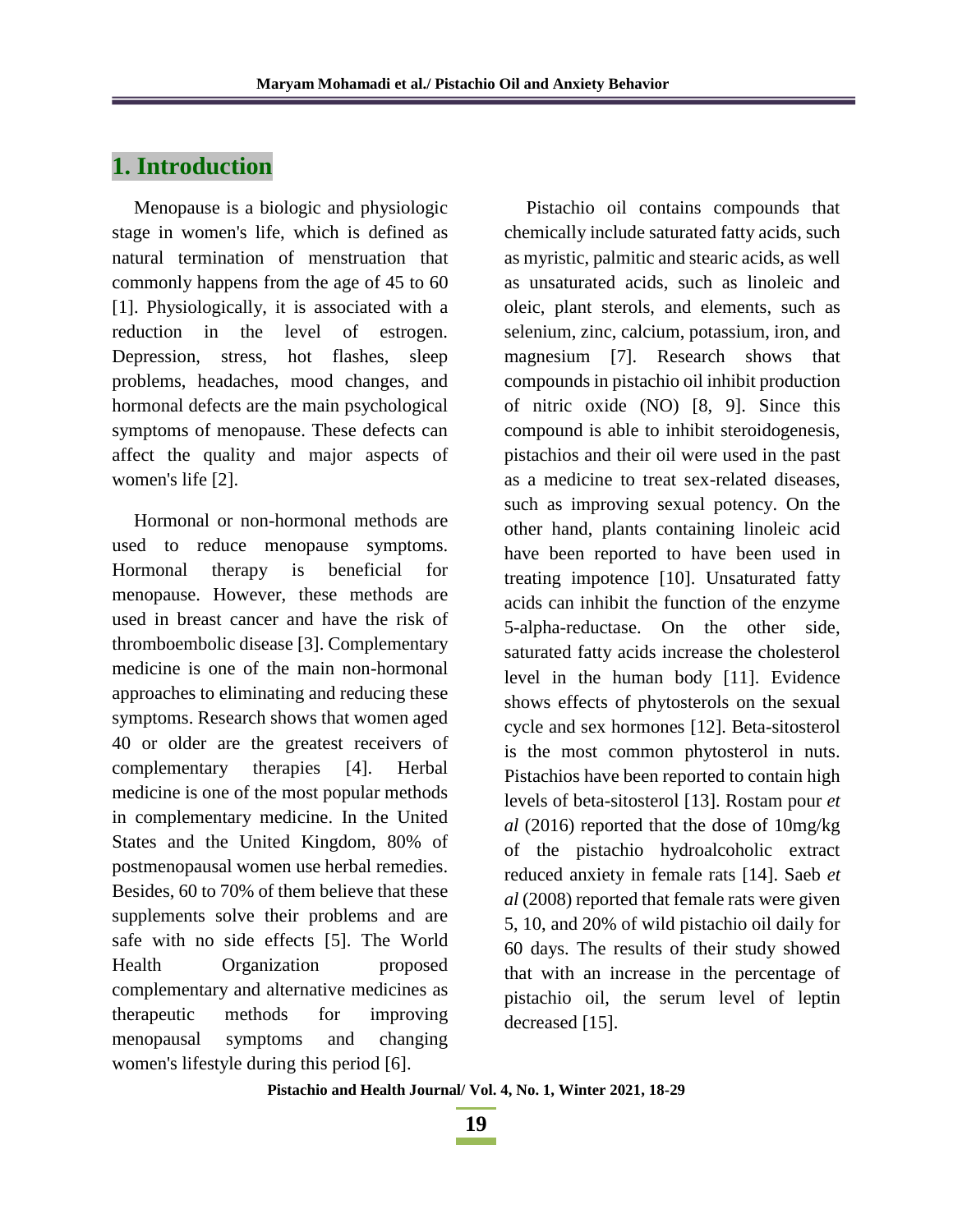## 1. Introduction

Menopause is a biologic and physiologic stage in women's life, which is defined as natural termination of menstruation that commonly happens from the age of 45 to 60 [1]. Physiologically, it is associated with a reduction in the level of estrogen. Depression, stress, hot flashes, sleep problems, headaches, mood changes, and hormonal defects are the main psychological symptoms of menopause. These defects can affect the quality and major aspects of women's life [2].

Hormonal or non-hormonal methods are used to reduce menopause symptoms. Hormonal therapy is beneficial for menopause. However, these methods are used in breast cancer and have the risk of thromboembolic disease [3]. Complementary medicine is one of the main non-hormonal approaches to eliminating and reducing these symptoms. Research shows that women aged 40 or older are the greatest receivers of complementary therapies [4]. Herbal medicine is one of the most popular methods in complementary medicine. In the United States and the United Kingdom, 80% of postmenopausal women use herbal remedies. Besides, 60 to 70% of them believe that these supplements solve their problems and are safe with no side effects [5]. The World Health Organization proposed complementary and alternative medicines as therapeutic methods for improving menopausal symptoms and changing women's lifestyle during this period [6].

Pistachio oil contains compounds that chemically include saturated fatty acids, such as myristic, palmitic and stearic acids, as well as unsaturated acids, such as linoleic and oleic, plant sterols, and elements, such as selenium, zinc, calcium, potassium, iron, and magnesium [7]. Research shows that compounds in pistachio oil inhibit production of nitric oxide (NO) [8, 9]. Since this compound is able to inhibit steroidogenesis, pistachios and their oil were used in the past as a medicine to treat sex-related diseases, such as improving sexual potency. On the other hand, plants containing linoleic acid have been reported to have been used in treating impotence [10]. Unsaturated fatty acids can inhibit the function of the enzyme 5-alpha-reductase. On the other side, saturated fatty acids increase the cholesterol level in the human body [11]. Evidence shows effects of phytosterols on the sexual cycle and sex hormones [12]. Beta-sitosterol is the most common phytosterol in nuts. Pistachios have been reported to contain high levels of beta-sitosterol [13]. Rostam pour *et al* (2016) reported that the dose of 10mg/kg of the pistachio hydroalcoholic extract reduced anxiety in female rats [14]. Saeb *et al* (2008) reported that female rats were given 5, 10, and 20% of wild pistachio oil daily for 60 days. The results of their study showed that with an increase in the percentage of pistachio oil, the serum level of leptin decreased [15].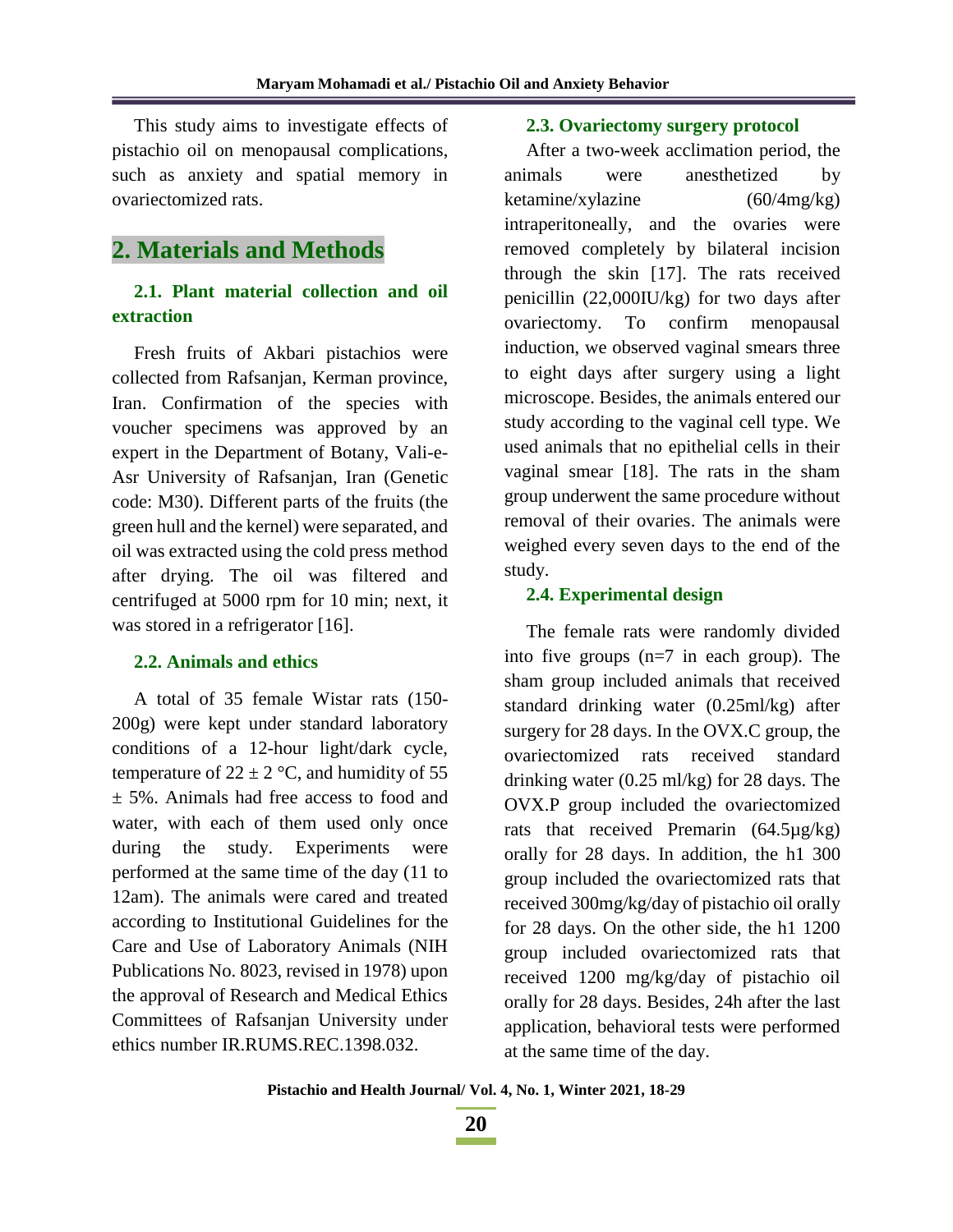This study aims to investigate effects of pistachio oil on menopausal complications, such as anxiety and spatial memory in ovariectomized rats.

## 2. Materials and Methods

### 2.1. Plant material collection and oil extraction

Fresh fruits of Akbari pistachios were collected from Rafsanjan, Kerman province, Iran. Confirmation of the species with voucher specimens was approved by an expert in the Department of Botany, Vali-e-Asr University of Rafsanjan, Iran (Genetic code: M30). Different parts of the fruits (the green hull and the kernel) were separated, and oil was extracted using the cold press method after drying. The oil was filtered and centrifuged at 5000 rpm for 10 min; next, it was stored in a refrigerator [16].

### 2.2. Animals and ethics

A total of 35 female Wistar rats (150-200g) were kept under standard laboratory conditions of a 12-hour light/dark cycle, temperature of 22 ± 2 °C, and humidity of 55 ± 5%. Animals had free access to food and water, with each of them used only once during the study. Experiments were performed at the same time of the day (11 to 12am). The animals were cared and treated according to Institutional Guidelines for the Care and Use of Laboratory Animals (NIH Publications No. 8023, revised in 1978) upon the approval of Research and Medical Ethics Committees of Rafsanjan University under ethics number IR.RUMS.REC.1398.032.

### 2.3. Ovariectomy surgery protocol

After a two-week acclimation period, the animals were anesthetized by ketamine/xylazine (60/4mg/kg) intraperitoneally, and the ovaries were removed completely by bilateral incision through the skin [17]. The rats received penicillin (22,000IU/kg) for two days after ovariectomy. To confirm menopausal induction, we observed vaginal smears three to eight days after surgery using a light microscope. Besides, the animals entered our study according to the vaginal cell type. We used animals that no epithelial cells in their vaginal smear [18]. The rats in the sham group underwent the same procedure without removal of their ovaries. The animals were weighed every seven days to the end of the study.

### 2.4. Experimental design

The female rats were randomly divided into five groups (n=7 in each group). The sham group included animals that received standard drinking water (0.25ml/kg) after surgery for 28 days. In the OVX.C group, the ovariectomized rats received standard drinking water (0.25 ml/kg) for 28 days. The OVX.P group included the ovariectomized rats that received Premarin (64.5µg/kg) orally for 28 days. In addition, the h1 300 group included the ovariectomized rats that received 300mg/kg/day of pistachio oil orally for 28 days. On the other side, the h1 1200 group included ovariectomized rats that received 1200 mg/kg/day of pistachio oil orally for 28 days. Besides, 24h after the last application, behavioral tests were performed at the same time of the day.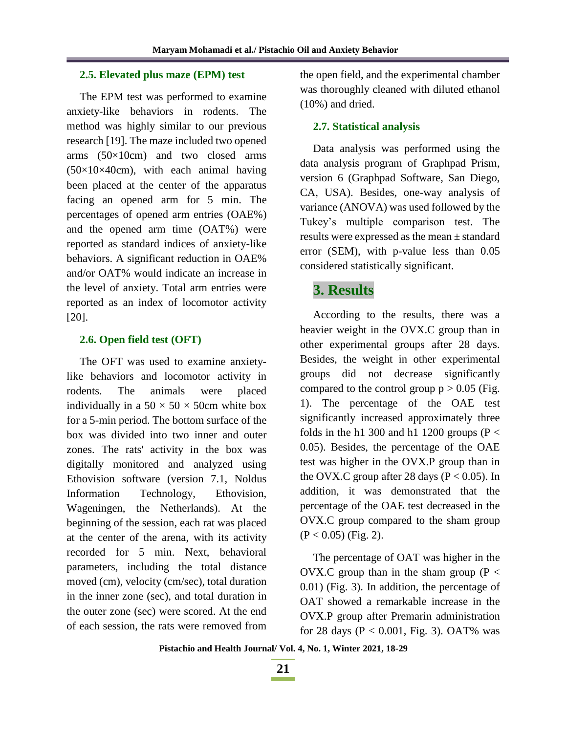### 2.5. Elevated plus maze (EPM) test

The EPM test was performed to examine anxiety-like behaviors in rodents. The method was highly similar to our previous research [19]. The maze included two opened arms (50×10cm) and two closed arms (50×10×40cm), with each animal having been placed at the center of the apparatus facing an opened arm for 5 min. The percentages of opened arm entries (OAE%) and the opened arm time (OAT%) were reported as standard indices of anxiety-like behaviors. A significant reduction in OAE% and/or OAT% would indicate an increase in the level of anxiety. Total arm entries were reported as an index of locomotor activity [20].

### 2.6. Open field test (OFT)

The OFT was used to examine anxiety-like behaviors and locomotor activity in rodents. The animals were placed individually in a 50 × 50 × 50cm white box for a 5-min period. The bottom surface of the box was divided into two inner and outer zones. The rats' activity in the box was digitally monitored and analyzed using Ethovision software (version 7.1, Noldus Information Technology, Ethovision, Wageningen, the Netherlands). At the beginning of the session, each rat was placed at the center of the arena, with its activity recorded for 5 min. Next, behavioral parameters, including the total distance moved (cm), velocity (cm/sec), total duration in the inner zone (sec), and total duration in the outer zone (sec) were scored. At the end of each session, the rats were removed from the open field, and the experimental chamber was thoroughly cleaned with diluted ethanol (10%) and dried.

### 2.7. Statistical analysis

Data analysis was performed using the data analysis program of Graphpad Prism, version 6 (Graphpad Software, San Diego, CA, USA). Besides, one-way analysis of variance (ANOVA) was used followed by the Tukey's multiple comparison test. The results were expressed as the mean ± standard error (SEM), with p-value less than 0.05 considered statistically significant.

## 3. Results

According to the results, there was a heavier weight in the OVX.C group than in other experimental groups after 28 days. Besides, the weight in other experimental groups did not decrease significantly compared to the control group $p > 0.05$ (Fig. 1). The percentage of the OAE test significantly increased approximately three folds in the h1 300 and h1 1200 groups ($P < 0.05$). Besides, the percentage of the OAE test was higher in the OVX.P group than in the OVX.C group after 28 days ($P < 0.05$). In addition, it was demonstrated that the percentage of the OAE test decreased in the OVX.C group compared to the sham group ($P < 0.05$) (Fig. 2).

The percentage of OAT was higher in the OVX.C group than in the sham group ($P < 0.01$) (Fig. 3). In addition, the percentage of OAT showed a remarkable increase in the OVX.P group after Premarin administration for 28 days ($P < 0.001$, Fig. 3). OAT% was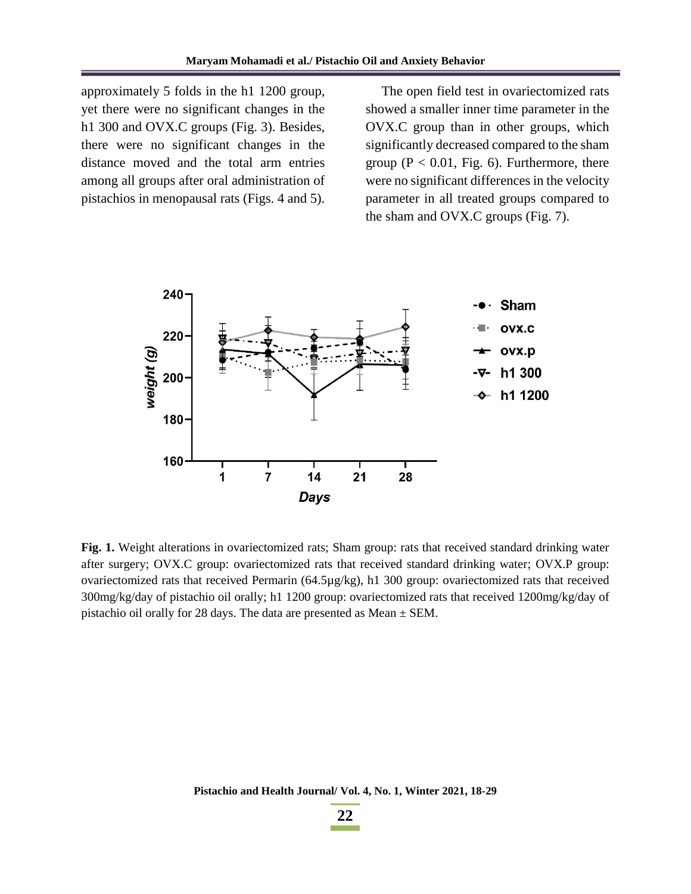approximately 5 folds in the h1 1200 group, yet there were no significant changes in the h1 300 and OVX.C groups (Fig. 3). Besides, there were no significant changes in the distance moved and the total arm entries among all groups after oral administration of pistachios in menopausal rats (Figs. 4 and 5).

The open field test in ovariectomized rats showed a smaller inner time parameter in the OVX.C group than in other groups, which significantly decreased compared to the sham group ($P < 0.01$, Fig. 6). Furthermore, there were no significant differences in the velocity parameter in all treated groups compared to the sham and OVX.C groups (Fig. 7).

**Fig. 1.** Weight alterations in ovariectomized rats; Sham group: rats that received standard drinking water after surgery; OVX.C group: ovariectomized rats that received standard drinking water; OVX.P group: ovariectomized rats that received Permarin (64.5µg/kg), h1 300 group: ovariectomized rats that received 300mg/kg/day of pistachio oil orally; h1 1200 group: ovariectomized rats that received 1200mg/kg/day of pistachio oil orally for 28 days. The data are presented as Mean ± SEM.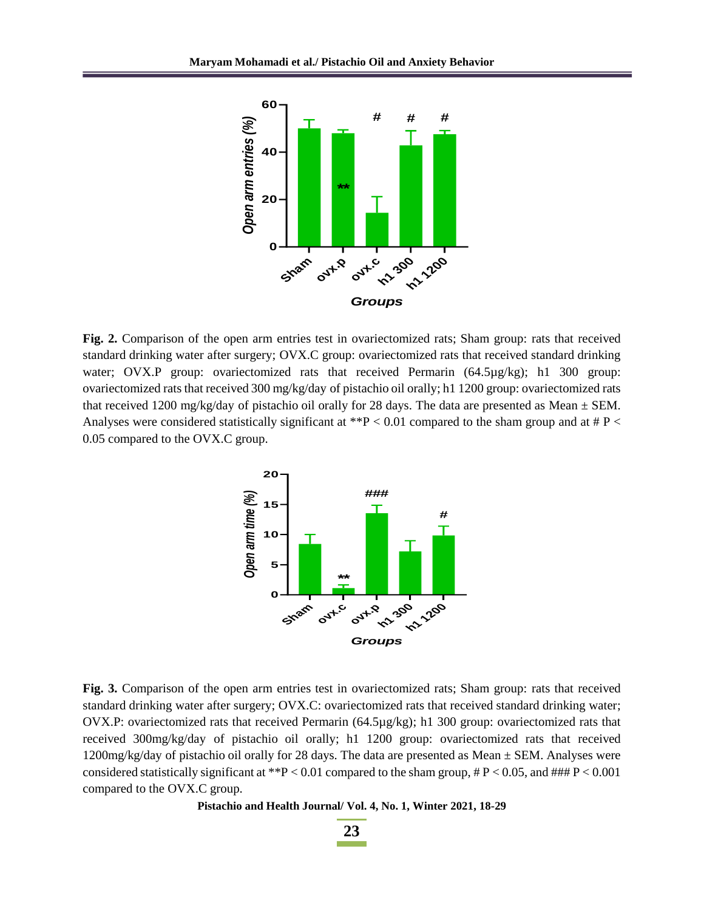**Fig. 2.** Comparison of the open arm entries test in ovariectomized rats; Sham group: rats that received standard drinking water after surgery; OVX.C group: ovariectomized rats that received standard drinking water; OVX.P group: ovariectomized rats that received Permarin (64.5µg/kg); h1 300 group: ovariectomized rats that received 300 mg/kg/day of pistachio oil orally; h1 1200 group: ovariectomized rats that received 1200 mg/kg/day of pistachio oil orally for 28 days. The data are presented as Mean ± SEM. Analyses were considered statistically significant at **$P < 0.01$ compared to the sham group and at # $P < 0.05$ compared to the OVX.C group.

**Fig. 3.** Comparison of the open arm entries test in ovariectomized rats; Sham group: rats that received standard drinking water after surgery; OVX.C: ovariectomized rats that received standard drinking water; OVX.P: ovariectomized rats that received Permarin (64.5µg/kg); h1 300 group: ovariectomized rats that received 300mg/kg/day of pistachio oil orally; h1 1200 group: ovariectomized rats that received 1200mg/kg/day of pistachio oil orally for 28 days. The data are presented as Mean ± SEM. Analyses were considered statistically significant at **$P < 0.01$ compared to the sham group, # $P < 0.05$, and ### $P < 0.001$ compared to the OVX.C group.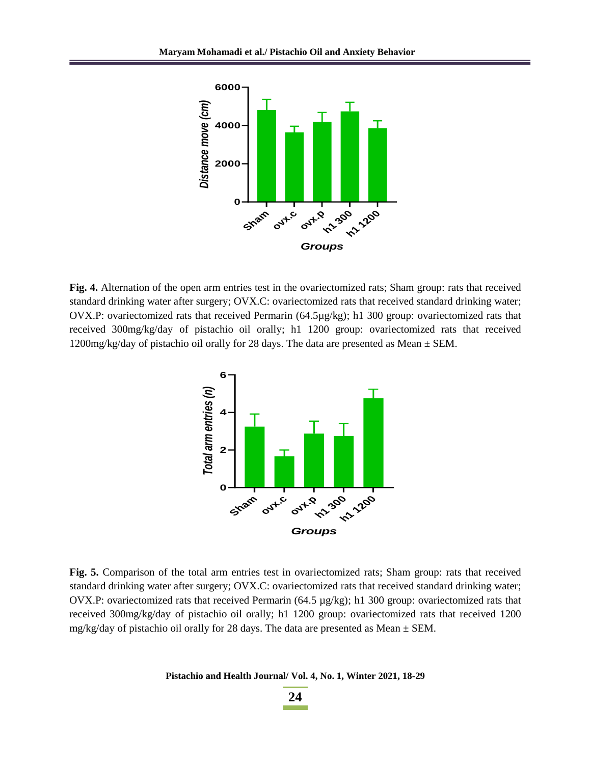**Fig. 4.** Alternation of the open arm entries test in the ovariectomized rats; Sham group: rats that received standard drinking water after surgery; OVX.C: ovariectomized rats that received standard drinking water; OVX.P: ovariectomized rats that received Permarin (64.5µg/kg); h1 300 group: ovariectomized rats that received 300mg/kg/day of pistachio oil orally; h1 1200 group: ovariectomized rats that received 1200mg/kg/day of pistachio oil orally for 28 days. The data are presented as Mean ± SEM.

**Fig. 5.** Comparison of the total arm entries test in ovariectomized rats; Sham group: rats that received standard drinking water after surgery; OVX.C: ovariectomized rats that received standard drinking water; OVX.P: ovariectomized rats that received Permarin (64.5 µg/kg); h1 300 group: ovariectomized rats that received 300mg/kg/day of pistachio oil orally; h1 1200 group: ovariectomized rats that received 1200 mg/kg/day of pistachio oil orally for 28 days. The data are presented as Mean ± SEM.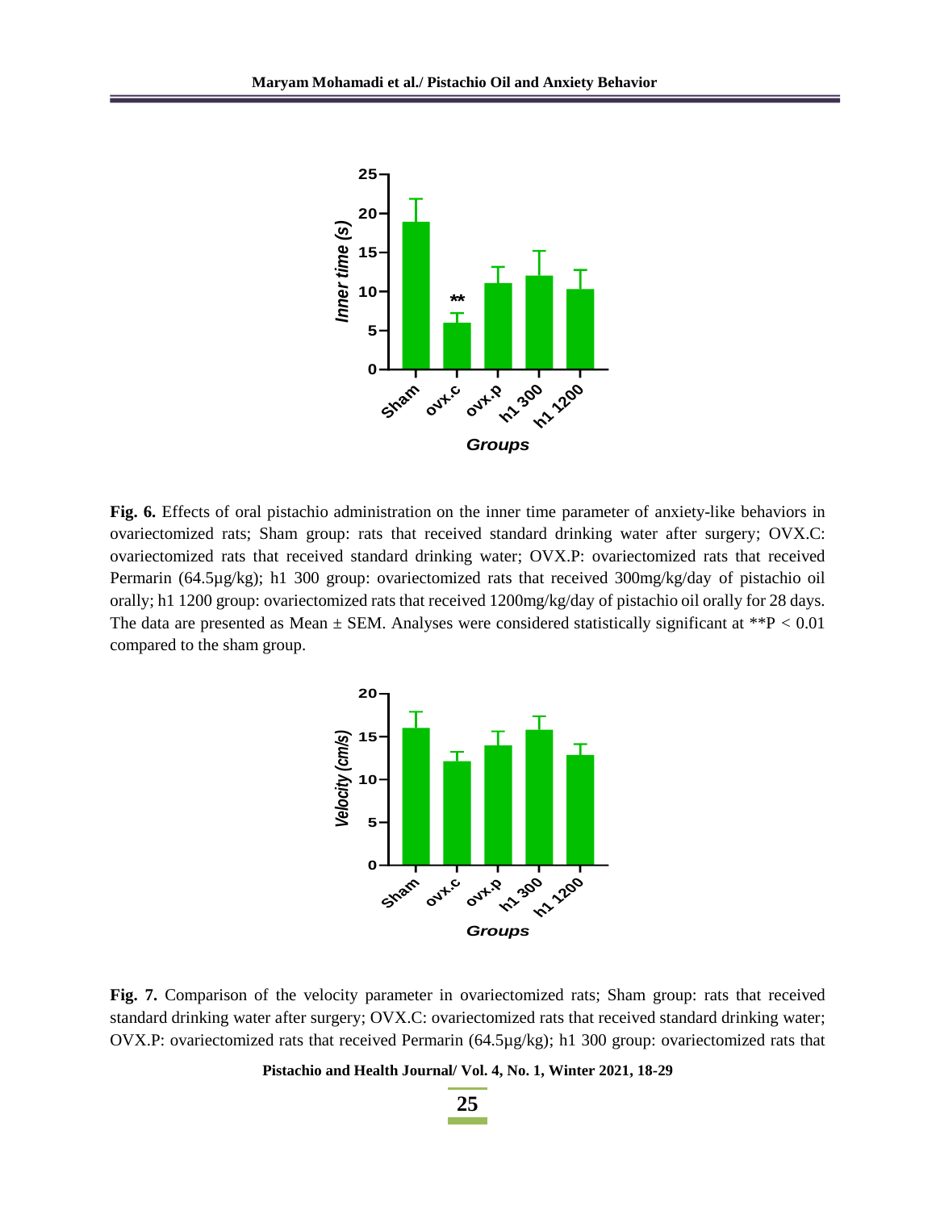**Fig. 6.** Effects of oral pistachio administration on the inner time parameter of anxiety-like behaviors in ovariectomized rats; Sham group: rats that received standard drinking water after surgery; OVX.C: ovariectomized rats that received standard drinking water; OVX.P: ovariectomized rats that received Permarin (64.5µg/kg); h1 300 group: ovariectomized rats that received 300mg/kg/day of pistachio oil orally; h1 1200 group: ovariectomized rats that received 1200mg/kg/day of pistachio oil orally for 28 days. The data are presented as Mean ± SEM. Analyses were considered statistically significant at $^{**}P < 0.01$ compared to the sham group.

**Fig. 7.** Comparison of the velocity parameter in ovariectomized rats; Sham group: rats that received standard drinking water after surgery; OVX.C: ovariectomized rats that received standard drinking water; OVX.P: ovariectomized rats that received Permarin (64.5µg/kg); h1 300 group: ovariectomized rats that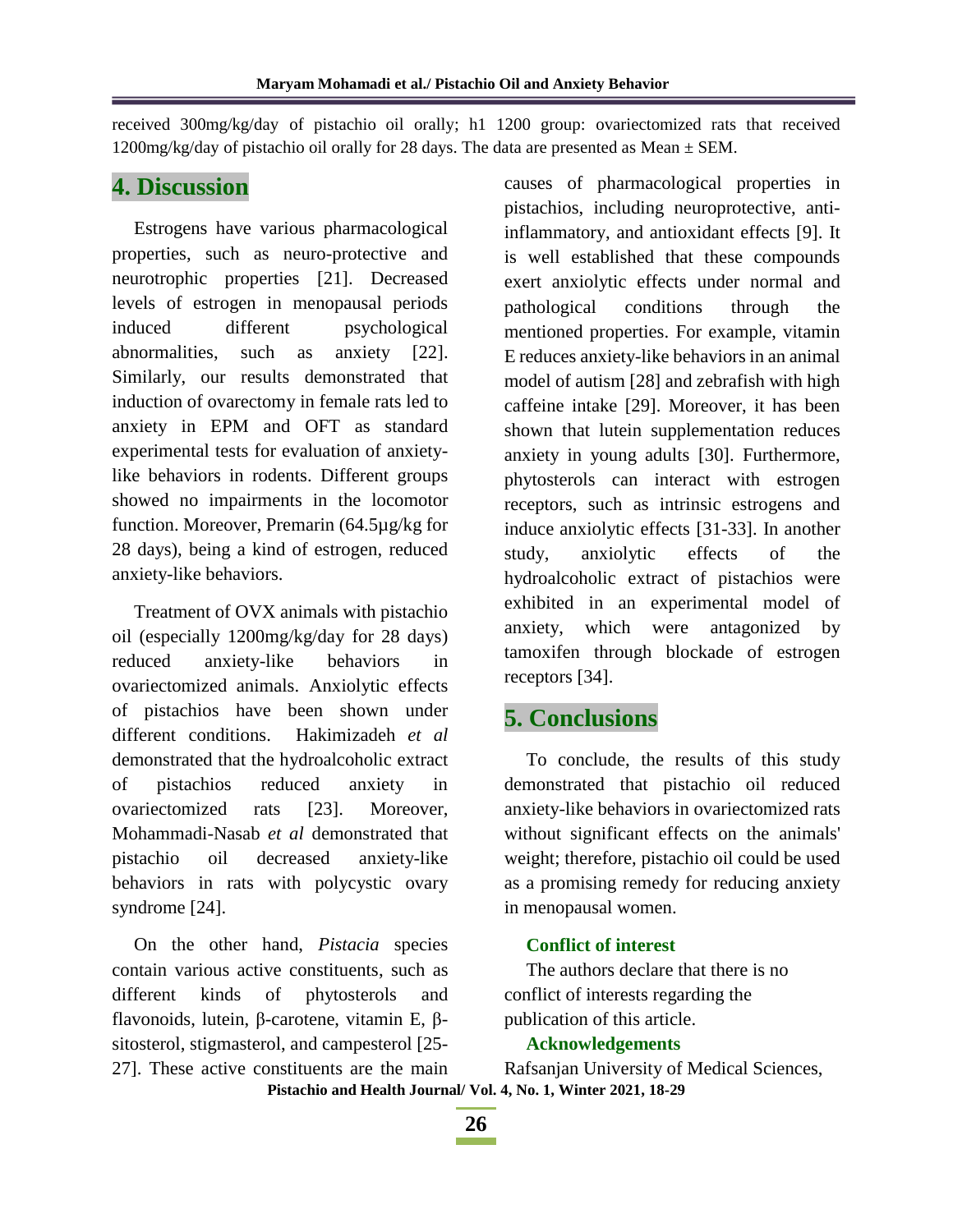received 300mg/kg/day of pistachio oil orally; h1 1200 group: ovariectomized rats that received 1200mg/kg/day of pistachio oil orally for 28 days. The data are presented as Mean ± SEM.

## 4. Discussion

Estrogens have various pharmacological properties, such as neuro-protective and neurotrophic properties [21]. Decreased levels of estrogen in menopausal periods induced different psychological abnormalities, such as anxiety [22]. Similarly, our results demonstrated that induction of ovarectomy in female rats led to anxiety in EPM and OFT as standard experimental tests for evaluation of anxiety-like behaviors in rodents. Different groups showed no impairments in the locomotor function. Moreover, Premarin (64.5µg/kg for 28 days), being a kind of estrogen, reduced anxiety-like behaviors.

Treatment of OVX animals with pistachio oil (especially 1200mg/kg/day for 28 days) reduced anxiety-like behaviors in ovariectomized animals. Anxiolytic effects of pistachios have been shown under different conditions. Hakimizadeh *et al* demonstrated that the hydroalcoholic extract of pistachios reduced anxiety in ovariectomized rats [23]. Moreover, Mohammadi-Nasab *et al* demonstrated that pistachio oil decreased anxiety-like behaviors in rats with polycystic ovary syndrome [24].

On the other hand, *Pistacia* species contain various active constituents, such as different kinds of phytosterols and flavonoids, lutein, β-carotene, vitamin E, β-sitosterol, stigmasterol, and campesterol [25-27]. These active constituents are the main causes of pharmacological properties in pistachios, including neuroprotective, anti-inflammatory, and antioxidant effects [9]. It is well established that these compounds exert anxiolytic effects under normal and pathological conditions through the mentioned properties. For example, vitamin E reduces anxiety-like behaviors in an animal model of autism [28] and zebrafish with high caffeine intake [29]. Moreover, it has been shown that lutein supplementation reduces anxiety in young adults [30]. Furthermore, phytosterols can interact with estrogen receptors, such as intrinsic estrogens and induce anxiolytic effects [31-33]. In another study, anxiolytic effects of the hydroalcoholic extract of pistachios were exhibited in an experimental model of anxiety, which were antagonized by tamoxifen through blockade of estrogen receptors [34].

## 5. Conclusions

To conclude, the results of this study demonstrated that pistachio oil reduced anxiety-like behaviors in ovariectomized rats without significant effects on the animals' weight; therefore, pistachio oil could be used as a promising remedy for reducing anxiety in menopausal women.

### Conflict of interest

The authors declare that there is no conflict of interests regarding the publication of this article.

### Acknowledgements

Rafsanjan University of Medical Sciences,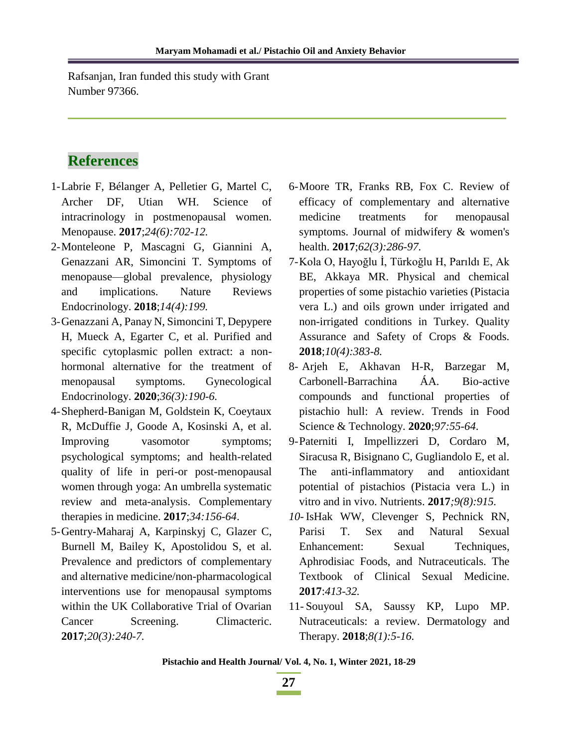Rafsanjan, Iran funded this study with Grant Number 97366.

## References

1- Labrie F, Bélanger A, Pelletier G, Martel C, Archer DF, Utian WH. Science of intracrinology in postmenopausal women. Menopause. **2017**;*24(6):702-12.*

2- Monteleone P, Mascagni G, Giannini A, Genazzani AR, Simoncini T. Symptoms of menopause—global prevalence, physiology and implications. Nature Reviews Endocrinology. **2018**;*14(4):199.*

3- Genazzani A, Panay N, Simoncini T, Depypere H, Mueck A, Egarter C, et al. Purified and specific cytoplasmic pollen extract: a non-hormonal alternative for the treatment of menopausal symptoms. Gynecological Endocrinology. **2020**;*36(3):190-6.*

4- Shepherd-Banigan M, Goldstein K, Coeytaux R, McDuffie J, Goode A, Kosinski A, et al. Improving vasomotor symptoms; psychological symptoms; and health-related quality of life in peri-or post-menopausal women through yoga: An umbrella systematic review and meta-analysis. Complementary therapies in medicine. **2017**;*34:156-64*.

5- Gentry-Maharaj A, Karpinskyj C, Glazer C, Burnell M, Bailey K, Apostolidou S, et al. Prevalence and predictors of complementary and alternative medicine/non-pharmacological interventions use for menopausal symptoms within the UK Collaborative Trial of Ovarian Cancer Screening. Climacteric. **2017**;*20(3):240-7.*

6- Moore TR, Franks RB, Fox C. Review of efficacy of complementary and alternative medicine treatments for menopausal symptoms. Journal of midwifery & women's health. **2017**;*62(3):286-97.*

7- Kola O, Hayoğlu İ, Türkoğlu H, Parıldı E, Ak BE, Akkaya MR. Physical and chemical properties of some pistachio varieties (Pistacia vera L.) and oils grown under irrigated and non-irrigated conditions in Turkey. Quality Assurance and Safety of Crops & Foods. **2018**;*10(4):383-8.*

8- Arjeh E, Akhavan H-R, Barzegar M, Carbonell-Barrachina ÁA. Bio-active compounds and functional properties of pistachio hull: A review. Trends in Food Science & Technology. **2020**;*97:55-64.*

9- Paterniti I, Impellizzeri D, Cordaro M, Siracusa R, Bisignano C, Gugliandolo E, et al. The anti-inflammatory and antioxidant potential of pistachios (Pistacia vera L.) in vitro and in vivo. Nutrients. **2017**;*9(8):915.*

10- IsHak WW, Clevenger S, Pechnick RN, Parisi T. Sex and Natural Sexual Enhancement: Sexual Techniques, Aphrodisiac Foods, and Nutraceuticals. The Textbook of Clinical Sexual Medicine. **2017**:*413-32.*

11- Souyoul SA, Saussy KP, Lupo MP. Nutraceuticals: a review. Dermatology and Therapy. **2018**;*8(1):5-16.*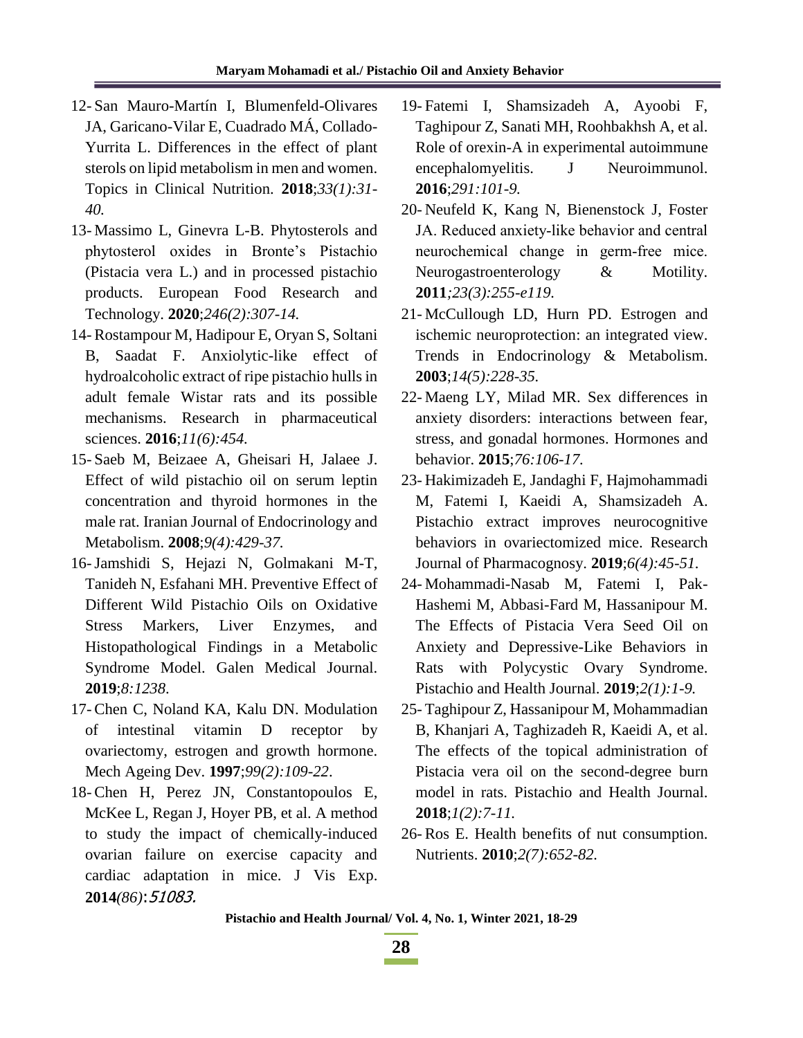12- San Mauro-Martín I, Blumenfeld-Olivares JA, Garicano-Vilar E, Cuadrado MÁ, Collado-Yurrita L. Differences in the effect of plant sterols on lipid metabolism in men and women. Topics in Clinical Nutrition. **2018**;*33(1):31-40.*

13- Massimo L, Ginevra L-B. Phytosterols and phytosterol oxides in Bronte's Pistachio (Pistacia vera L.) and in processed pistachio products. European Food Research and Technology. **2020**;*246(2):307-14.*

14- Rostampour M, Hadipour E, Oryan S, Soltani B, Saadat F. Anxiolytic-like effect of hydroalcoholic extract of ripe pistachio hulls in adult female Wistar rats and its possible mechanisms. Research in pharmaceutical sciences. **2016**;*11(6):454.*

15- Saeb M, Beizaee A, Gheisari H, Jalaee J. Effect of wild pistachio oil on serum leptin concentration and thyroid hormones in the male rat. Iranian Journal of Endocrinology and Metabolism. **2008**;*9(4):429-37.*

16- Jamshidi S, Hejazi N, Golmakani M-T, Tanideh N, Esfahani MH. Preventive Effect of Different Wild Pistachio Oils on Oxidative Stress Markers, Liver Enzymes, and Histopathological Findings in a Metabolic Syndrome Model. Galen Medical Journal. **2019**;*8:1238*.

17- Chen C, Noland KA, Kalu DN. Modulation of intestinal vitamin D receptor by ovariectomy, estrogen and growth hormone. Mech Ageing Dev. **1997**;*99(2):109-22*.

18- Chen H, Perez JN, Constantopoulos E, McKee L, Regan J, Hoyer PB, et al. A method to study the impact of chemically-induced ovarian failure on exercise capacity and cardiac adaptation in mice. J Vis Exp. **2014***(86)*:*51083.*

19- Fatemi I, Shamsizadeh A, Ayoobi F, Taghipour Z, Sanati MH, Roohbakhsh A, et al. Role of orexin-A in experimental autoimmune encephalomyelitis. J Neuroimmunol. **2016**;*291:101-9.*

20- Neufeld K, Kang N, Bienenstock J, Foster JA. Reduced anxiety-like behavior and central neurochemical change in germ-free mice. Neurogastroenterology & Motility. **2011***;23(3):255-e119.*

21- McCullough LD, Hurn PD. Estrogen and ischemic neuroprotection: an integrated view. Trends in Endocrinology & Metabolism. **2003**;*14(5):228-35.*

22- Maeng LY, Milad MR. Sex differences in anxiety disorders: interactions between fear, stress, and gonadal hormones. Hormones and behavior. **2015**;*76:106-17*.

23- Hakimizadeh E, Jandaghi F, Hajmohammadi M, Fatemi I, Kaeidi A, Shamsizadeh A. Pistachio extract improves neurocognitive behaviors in ovariectomized mice. Research Journal of Pharmacognosy. **2019**;*6(4):45-51.*

24- Mohammadi-Nasab M, Fatemi I, Pak-Hashemi M, Abbasi-Fard M, Hassanipour M. The Effects of Pistacia Vera Seed Oil on Anxiety and Depressive-Like Behaviors in Rats with Polycystic Ovary Syndrome. Pistachio and Health Journal. **2019**;*2(1):1-9.*

25- Taghipour Z, Hassanipour M, Mohammadian B, Khanjari A, Taghizadeh R, Kaeidi A, et al. The effects of the topical administration of Pistacia vera oil on the second-degree burn model in rats. Pistachio and Health Journal. **2018**;*1(2):7-11.*

26- Ros E. Health benefits of nut consumption. Nutrients. **2010**;*2(7):652-82.*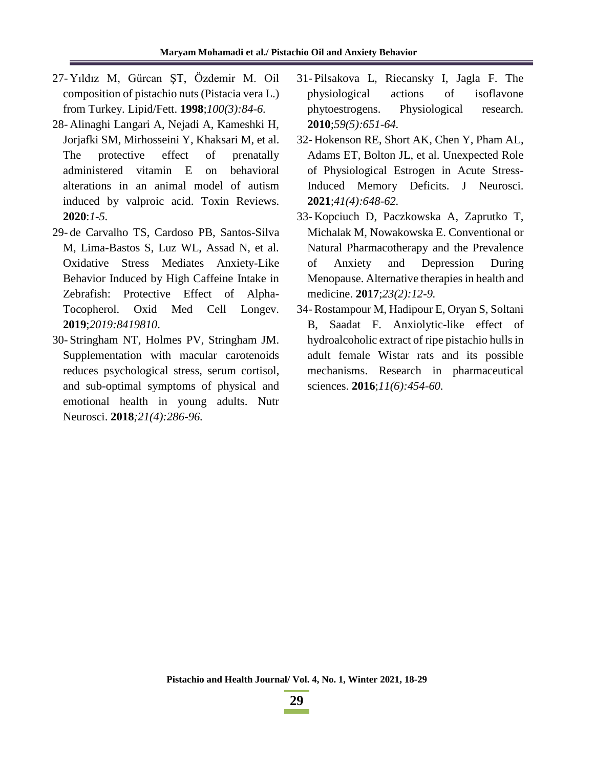27- Yıldız M, Gürcan ŞT, Özdemir M. Oil composition of pistachio nuts (Pistacia vera L.) from Turkey. Lipid/Fett. **1998**;*100(3):84-6.*

28- Alinaghi Langari A, Nejadi A, Kameshki H, Jorjafki SM, Mirhosseini Y, Khaksari M, et al. The protective effect of prenatally administered vitamin E on behavioral alterations in an animal model of autism induced by valproic acid. Toxin Reviews. **2020**:*1-5.*

29- de Carvalho TS, Cardoso PB, Santos-Silva M, Lima-Bastos S, Luz WL, Assad N, et al. Oxidative Stress Mediates Anxiety-Like Behavior Induced by High Caffeine Intake in Zebrafish: Protective Effect of Alpha-Tocopherol. Oxid Med Cell Longev. **2019**;*2019:8419810*.

30- Stringham NT, Holmes PV, Stringham JM. Supplementation with macular carotenoids reduces psychological stress, serum cortisol, and sub-optimal symptoms of physical and emotional health in young adults. Nutr Neurosci. **2018**;*21(4):286-96.*

31- Pilsakova L, Riecansky I, Jagla F. The physiological actions of isoflavone phytoestrogens. Physiological research. **2010**;*59(5):651-64.*

32- Hokenson RE, Short AK, Chen Y, Pham AL, Adams ET, Bolton JL, et al. Unexpected Role of Physiological Estrogen in Acute Stress-Induced Memory Deficits. J Neurosci. **2021**;*41(4):648-62.*

33- Kopciuch D, Paczkowska A, Zaprutko T, Michalak M, Nowakowska E. Conventional or Natural Pharmacotherapy and the Prevalence of Anxiety and Depression During Menopause. Alternative therapies in health and medicine. **2017**;*23(2):12-9.*

34- Rostampour M, Hadipour E, Oryan S, Soltani B, Saadat F. Anxiolytic-like effect of hydroalcoholic extract of ripe pistachio hulls in adult female Wistar rats and its possible mechanisms. Research in pharmaceutical sciences. **2016**;*11(6):454-60.*